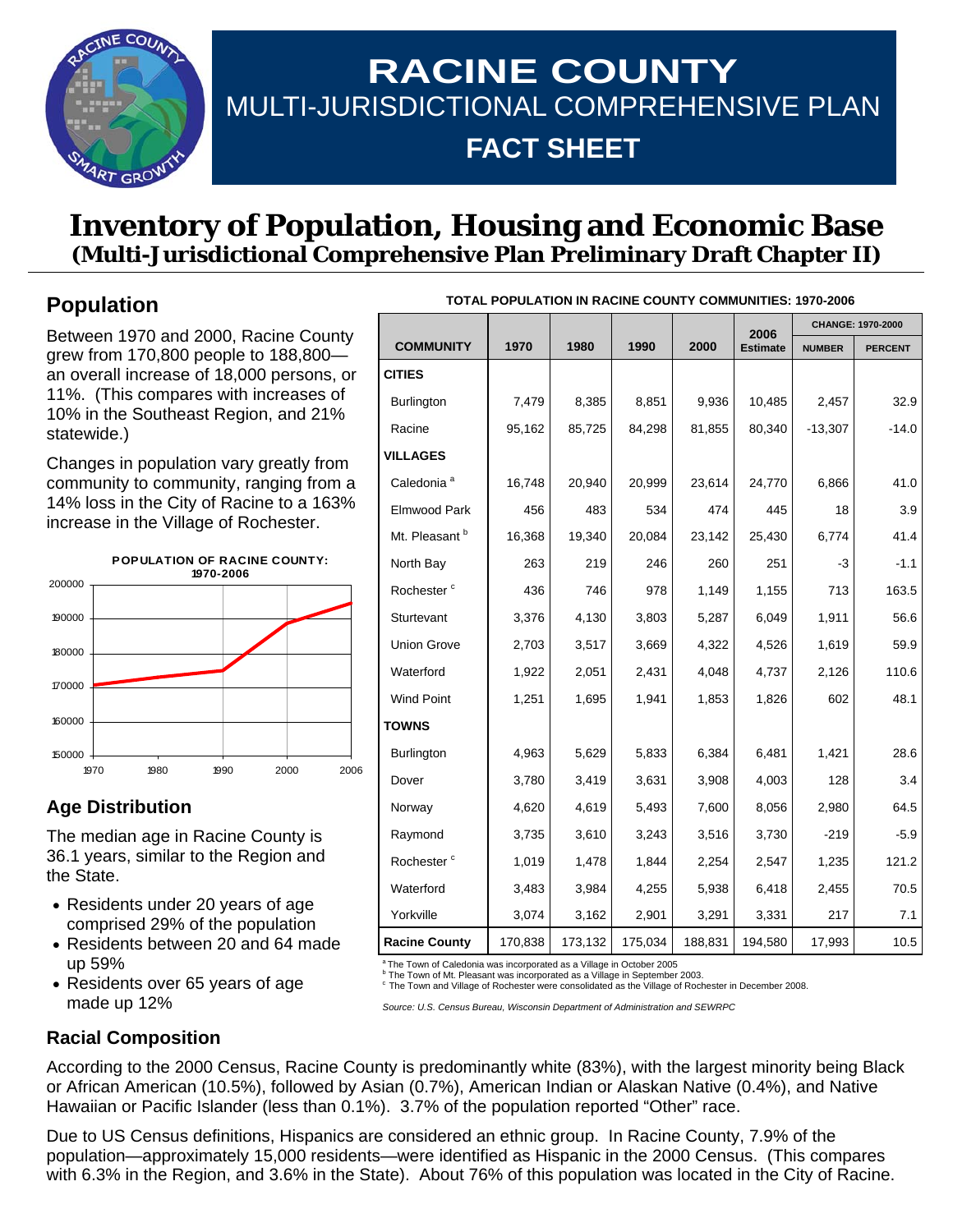# RACINE COUNTY

MULTI-JURISDICTIONAL COMPREHENSIVE PLAN

**FACT SHEET**

# Inventory of Population, Housing and Economic Base

**(Multi-Jurisdictional Comprehensive Plan Preliminary Draft Chapter II)**

## Population

Between 1970 and 2000, Racine County grew from 170,800 people to 188,800—an overall increase of 18,000 persons, or 11%. (This compares with increases of 10% in the Southeast Region, and 21% statewide.)

Changes in population vary greatly from community to community, ranging from a 14% loss in the City of Racine to a 163% increase in the Village of Rochester.

**POPULATION OF RACINE COUNTY: 1970-2006**

**TOTAL POPULATION IN RACINE COUNTY COMMUNITIES: 1970-2006**

| COMMUNITY | 1970 | 1980 | 1990 | 2000 | 2006 Estimate | CHANGE: 1970-2000 | |
|---|---|---|---|---|---|---|---|
| | | | | | | NUMBER | PERCENT |
| **CITIES** | | | | | | | |
| Burlington | 7,479 | 8,385 | 8,851 | 9,936 | 10,485 | 2,457 | 32.9 |
| Racine | 95,162 | 85,725 | 84,298 | 81,855 | 80,340 | -13,307 | -14.0 |
| **VILLAGES** | | | | | | | |
| Caledonia [a] | 16,748 | 20,940 | 20,999 | 23,614 | 24,770 | 6,866 | 41.0 |
| Elmwood Park | 456 | 483 | 534 | 474 | 445 | 18 | 3.9 |
| Mt. Pleasant [b] | 16,368 | 19,340 | 20,084 | 23,142 | 25,430 | 6,774 | 41.4 |
| North Bay | 263 | 219 | 246 | 260 | 251 | -3 | -1.1 |
| Rochester [c] | 436 | 746 | 978 | 1,149 | 1,155 | 713 | 163.5 |
| Sturtevant | 3,376 | 4,130 | 3,803 | 5,287 | 6,049 | 1,911 | 56.6 |
| Union Grove | 2,703 | 3,517 | 3,669 | 4,322 | 4,526 | 1,619 | 59.9 |
| Waterford | 1,922 | 2,051 | 2,431 | 4,048 | 4,737 | 2,126 | 110.6 |
| Wind Point | 1,251 | 1,695 | 1,941 | 1,853 | 1,826 | 602 | 48.1 |
| **TOWNS** | | | | | | | |
| Burlington | 4,963 | 5,629 | 5,833 | 6,384 | 6,481 | 1,421 | 28.6 |
| Dover | 3,780 | 3,419 | 3,631 | 3,908 | 4,003 | 128 | 3.4 |
| Norway | 4,620 | 4,619 | 5,493 | 7,600 | 8,056 | 2,980 | 64.5 |
| Raymond | 3,735 | 3,610 | 3,243 | 3,516 | 3,730 | -219 | -5.9 |
| Rochester [c] | 1,019 | 1,478 | 1,844 | 2,254 | 2,547 | 1,235 | 121.2 |
| Waterford | 3,483 | 3,984 | 4,255 | 5,938 | 6,418 | 2,455 | 70.5 |
| Yorkville | 3,074 | 3,162 | 2,901 | 3,291 | 3,331 | 217 | 7.1 |
| **Racine County** | 170,838 | 173,132 | 175,034 | 188,831 | 194,580 | 17,993 | 10.5 |

[a] The Town of Caledonia was incorporated as a Village in October 2005
[b] The Town of Mt. Pleasant was incorporated as a Village in September 2003.
[c] The Town and Village of Rochester were consolidated as the Village of Rochester in December 2008.

*Source: U.S. Census Bureau, Wisconsin Department of Administration and SEWRPC*

## Age Distribution

The median age in Racine County is 36.1 years, similar to the Region and the State.

- Residents under 20 years of age comprised 29% of the population
- Residents between 20 and 64 made up 59%
- Residents over 65 years of age made up 12%

## Racial Composition

According to the 2000 Census, Racine County is predominantly white (83%), with the largest minority being Black or African American (10.5%), followed by Asian (0.7%), American Indian or Alaskan Native (0.4%), and Native Hawaiian or Pacific Islander (less than 0.1%). 3.7% of the population reported "Other" race.

Due to US Census definitions, Hispanics are considered an ethnic group. In Racine County, 7.9% of the population—approximately 15,000 residents—were identified as Hispanic in the 2000 Census. (This compares with 6.3% in the Region, and 3.6% in the State). About 76% of this population was located in the City of Racine.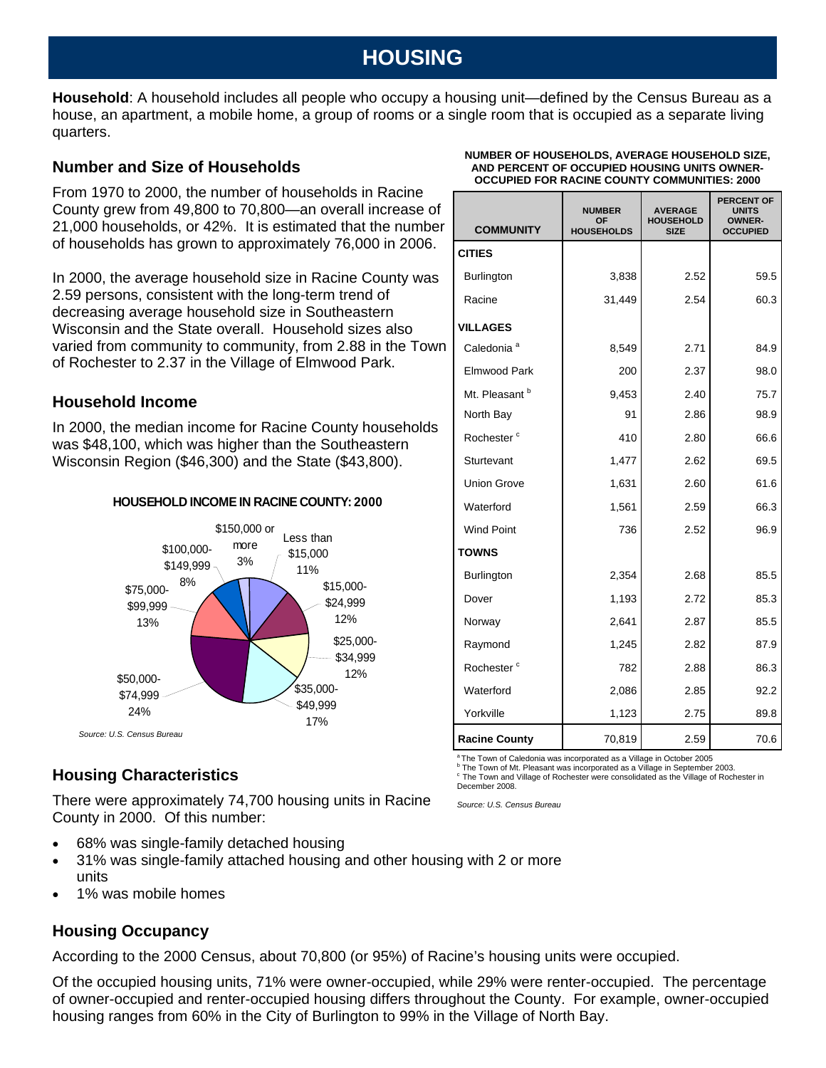# HOUSING

**Household**: A household includes all people who occupy a housing unit—defined by the Census Bureau as a house, an apartment, a mobile home, a group of rooms or a single room that is occupied as a separate living quarters.

## Number and Size of Households

From 1970 to 2000, the number of households in Racine County grew from 49,800 to 70,800—an overall increase of 21,000 households, or 42%. It is estimated that the number of households has grown to approximately 76,000 in 2006.

In 2000, the average household size in Racine County was 2.59 persons, consistent with the long-term trend of decreasing average household size in Southeastern Wisconsin and the State overall. Household sizes also varied from community to community, from 2.88 in the Town of Rochester to 2.37 in the Village of Elmwood Park.

## Household Income

In 2000, the median income for Racine County households was $48,100, which was higher than the Southeastern Wisconsin Region ($46,300) and the State ($43,800).

**HOUSEHOLD INCOME IN RACINE COUNTY: 2000**

| Income | Percent |
|---|---|
| Less than $15,000 | 11% |
| $15,000-$24,999 | 12% |
| $25,000-$34,999 | 12% |
| $35,000-$49,999 | 17% |
| $50,000-$74,999 | 24% |
| $75,000-$99,999 | 13% |
| $100,000-$149,999 | 8% |
| $150,000 or more | 3% |

*Source: U.S. Census Bureau*

**NUMBER OF HOUSEHOLDS, AVERAGE HOUSEHOLD SIZE, AND PERCENT OF OCCUPIED HOUSING UNITS OWNER-OCCUPIED FOR RACINE COUNTY COMMUNITIES: 2000**

| COMMUNITY | NUMBER OF HOUSEHOLDS | AVERAGE HOUSEHOLD SIZE | PERCENT OF UNITS OWNER-OCCUPIED |
|---|---|---|---|
| **CITIES** | | | |
| Burlington | 3,838 | 2.52 | 59.5 |
| Racine | 31,449 | 2.54 | 60.3 |
| **VILLAGES** | | | |
| Caledonia [a] | 8,549 | 2.71 | 84.9 |
| Elmwood Park | 200 | 2.37 | 98.0 |
| Mt. Pleasant [b] | 9,453 | 2.40 | 75.7 |
| North Bay | 91 | 2.86 | 98.9 |
| Rochester [c] | 410 | 2.80 | 66.6 |
| Sturtevant | 1,477 | 2.62 | 69.5 |
| Union Grove | 1,631 | 2.60 | 61.6 |
| Waterford | 1,561 | 2.59 | 66.3 |
| Wind Point | 736 | 2.52 | 96.9 |
| **TOWNS** | | | |
| Burlington | 2,354 | 2.68 | 85.5 |
| Dover | 1,193 | 2.72 | 85.3 |
| Norway | 2,641 | 2.87 | 85.5 |
| Raymond | 1,245 | 2.82 | 87.9 |
| Rochester [c] | 782 | 2.88 | 86.3 |
| Waterford | 2,086 | 2.85 | 92.2 |
| Yorkville | 1,123 | 2.75 | 89.8 |
| **Racine County** | 70,819 | 2.59 | 70.6 |

[a] The Town of Caledonia was incorporated as a Village in October 2005
[b] The Town of Mt. Pleasant was incorporated as a Village in September 2003.
[c] The Town and Village of Rochester were consolidated as the Village of Rochester in December 2008.

*Source: U.S. Census Bureau*

## Housing Characteristics

There were approximately 74,700 housing units in Racine County in 2000. Of this number:

- 68% was single-family detached housing
- 31% was single-family attached housing and other housing with 2 or more units
- 1% was mobile homes

## Housing Occupancy

According to the 2000 Census, about 70,800 (or 95%) of Racine's housing units were occupied.

Of the occupied housing units, 71% were owner-occupied, while 29% were renter-occupied. The percentage of owner-occupied and renter-occupied housing differs throughout the County. For example, owner-occupied housing ranges from 60% in the City of Burlington to 99% in the Village of North Bay.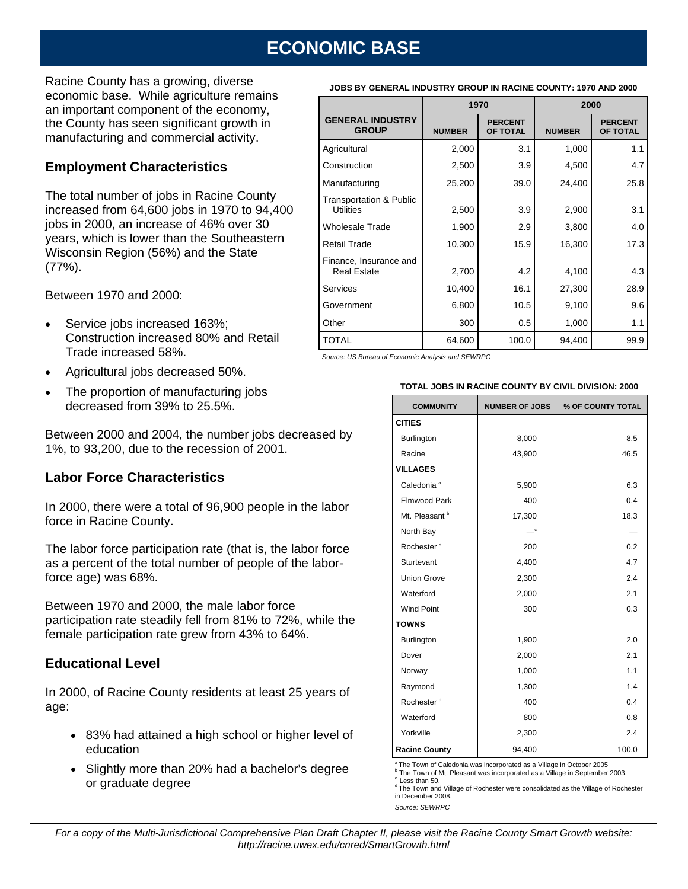# ECONOMIC BASE

Racine County has a growing, diverse economic base. While agriculture remains an important component of the economy, the County has seen significant growth in manufacturing and commercial activity.

## Employment Characteristics

The total number of jobs in Racine County increased from 64,600 jobs in 1970 to 94,400 jobs in 2000, an increase of 46% over 30 years, which is lower than the Southeastern Wisconsin Region (56%) and the State (77%).

Between 1970 and 2000:

- Service jobs increased 163%; Construction increased 80% and Retail Trade increased 58%.
- Agricultural jobs decreased 50%.
- The proportion of manufacturing jobs decreased from 39% to 25.5%.

Between 2000 and 2004, the number jobs decreased by 1%, to 93,200, due to the recession of 2001.

## Labor Force Characteristics

In 2000, there were a total of 96,900 people in the labor force in Racine County.

The labor force participation rate (that is, the labor force as a percent of the total number of people of the labor-force age) was 68%.

Between 1970 and 2000, the male labor force participation rate steadily fell from 81% to 72%, while the female participation rate grew from 43% to 64%.

## Educational Level

In 2000, of Racine County residents at least 25 years of age:

- 83% had attained a high school or higher level of education
- Slightly more than 20% had a bachelor's degree or graduate degree

**JOBS BY GENERAL INDUSTRY GROUP IN RACINE COUNTY: 1970 AND 2000**

| GENERAL INDUSTRY GROUP | 1970 | | 2000 | |
|---|---|---|---|---|
| | NUMBER | PERCENT OF TOTAL | NUMBER | PERCENT OF TOTAL |
| Agricultural | 2,000 | 3.1 | 1,000 | 1.1 |
| Construction | 2,500 | 3.9 | 4,500 | 4.7 |
| Manufacturing | 25,200 | 39.0 | 24,400 | 25.8 |
| Transportation & Public Utilities | 2,500 | 3.9 | 2,900 | 3.1 |
| Wholesale Trade | 1,900 | 2.9 | 3,800 | 4.0 |
| Retail Trade | 10,300 | 15.9 | 16,300 | 17.3 |
| Finance, Insurance and Real Estate | 2,700 | 4.2 | 4,100 | 4.3 |
| Services | 10,400 | 16.1 | 27,300 | 28.9 |
| Government | 6,800 | 10.5 | 9,100 | 9.6 |
| Other | 300 | 0.5 | 1,000 | 1.1 |
| TOTAL | 64,600 | 100.0 | 94,400 | 99.9 |

*Source: US Bureau of Economic Analysis and SEWRPC*

**TOTAL JOBS IN RACINE COUNTY BY CIVIL DIVISION: 2000**

| COMMUNITY | NUMBER OF JOBS | % OF COUNTY TOTAL |
|---|---|---|
| **CITIES** | | |
| Burlington | 8,000 | 8.5 |
| Racine | 43,900 | 46.5 |
| **VILLAGES** | | |
| Caledonia [a] | 5,900 | 6.3 |
| Elmwood Park | 400 | 0.4 |
| Mt. Pleasant [b] | 17,300 | 18.3 |
| North Bay | —[c] | — |
| Rochester [d] | 200 | 0.2 |
| Sturtevant | 4,400 | 4.7 |
| Union Grove | 2,300 | 2.4 |
| Waterford | 2,000 | 2.1 |
| Wind Point | 300 | 0.3 |
| **TOWNS** | | |
| Burlington | 1,900 | 2.0 |
| Dover | 2,000 | 2.1 |
| Norway | 1,000 | 1.1 |
| Raymond | 1,300 | 1.4 |
| Rochester [d] | 400 | 0.4 |
| Waterford | 800 | 0.8 |
| Yorkville | 2,300 | 2.4 |
| **Racine County** | 94,400 | 100.0 |

[a] The Town of Caledonia was incorporated as a Village in October 2005
[b] The Town of Mt. Pleasant was incorporated as a Village in September 2003.
[c] Less than 50.
[d] The Town and Village of Rochester were consolidated as the Village of Rochester in December 2008.

*Source: SEWRPC*

*For a copy of the Multi-Jurisdictional Comprehensive Plan Draft Chapter II, please visit the Racine County Smart Growth website: http://racine.uwex.edu/cnred/SmartGrowth.html*